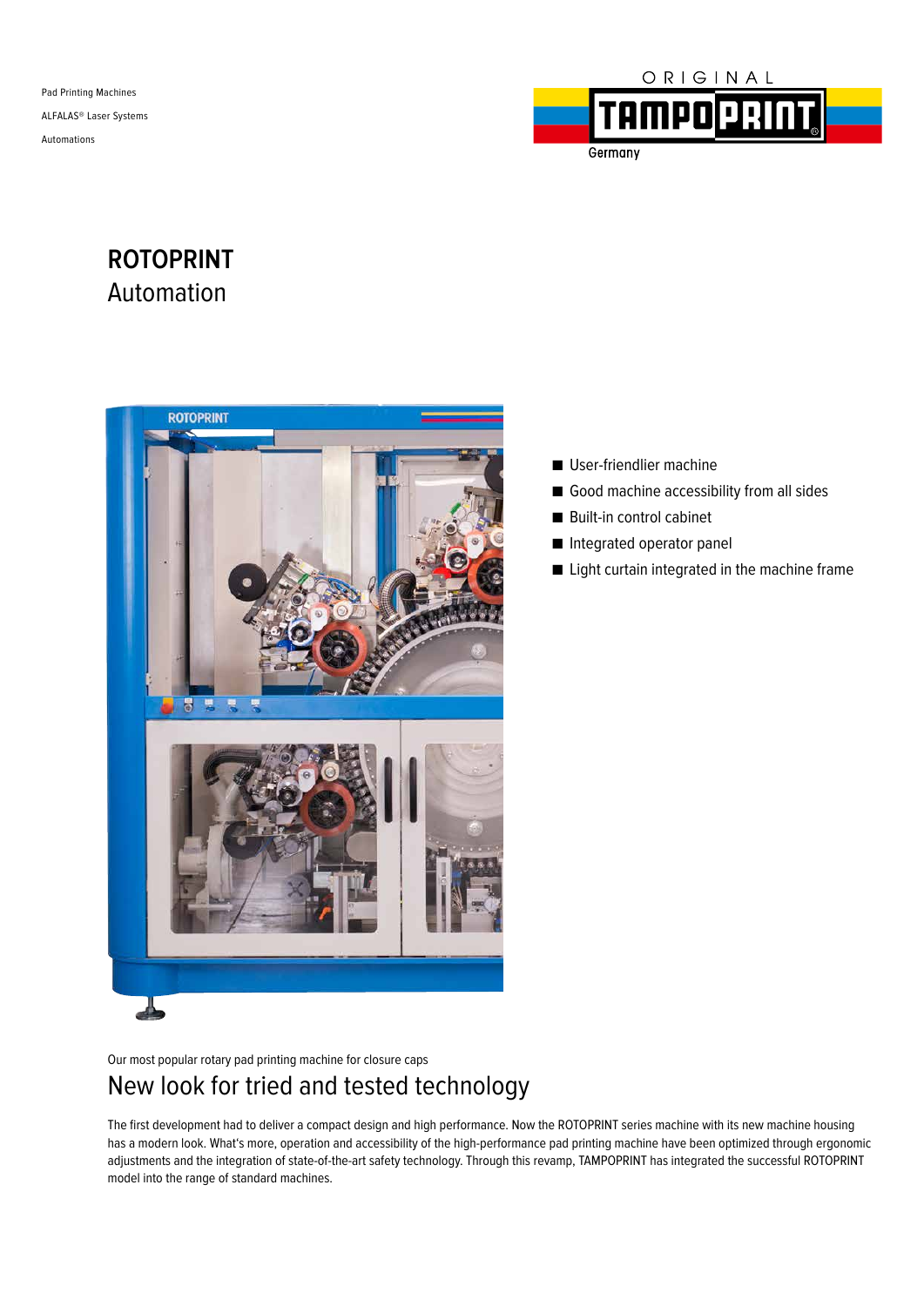Pad Printing Machines

ALFALAS® Laser Systems

Automations

ORIGINAL TAMPOPRINT Germany

# ROTOPRINT
## Automation

- User-friendlier machine
- Good machine accessibility from all sides
- Built-in control cabinet
- Integrated operator panel
- Light curtain integrated in the machine frame

Our most popular rotary pad printing machine for closure caps

## New look for tried and tested technology

The first development had to deliver a compact design and high performance. Now the ROTOPRINT series machine with its new machine housing has a modern look. What's more, operation and accessibility of the high-performance pad printing machine have been optimized through ergonomic adjustments and the integration of state-of-the-art safety technology. Through this revamp, TAMPOPRINT has integrated the successful ROTOPRINT model into the range of standard machines.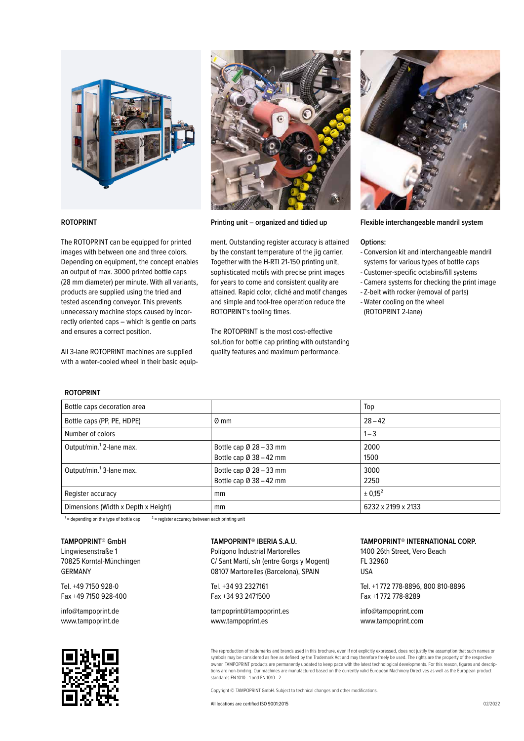### ROTOPRINT

The ROTOPRINT can be equipped for printed images with between one and three colors. Depending on equipment, the concept enables an output of max. 3000 printed bottle caps (28 mm diameter) per minute. With all variants, products are supplied using the tried and tested ascending conveyor. This prevents unnecessary machine stops caused by incorrectly oriented caps – which is gentle on parts and ensures a correct position.

All 3-lane ROTOPRINT machines are supplied with a water-cooled wheel in their basic equipment. Outstanding register accuracy is attained by the constant temperature of the jig carrier. Together with the H-RTI 21-150 printing unit, sophisticated motifs with precise print images for years to come and consistent quality are attained. Rapid color, cliché and motif changes and simple and tool-free operation reduce the ROTOPRINT's tooling times.

The ROTOPRINT is the most cost-effective solution for bottle cap printing with outstanding quality features and maximum performance.

### Printing unit – organized and tidied up

### Flexible interchangeable mandril system

**Options:**

- Conversion kit and interchangeable mandril systems for various types of bottle caps
- Customer-specific octabins/fill systems
- Camera systems for checking the print image
- Z-belt with rocker (removal of parts)
- Water cooling on the wheel (ROTOPRINT 2-lane)

**ROTOPRINT**

| | | |
|---|---|---|
| Bottle caps decoration area | | Top |
| Bottle caps (PP, PE, HDPE) | Ø mm | 28 – 42 |
| Number of colors | | 1 – 3 |
| Output/min.[1] 2-lane max. | Bottle cap Ø 28 – 33 mm<br>Bottle cap Ø 38 – 42 mm | 2000<br>1500 |
| Output/min.[1] 3-lane max. | Bottle cap Ø 28 – 33 mm<br>Bottle cap Ø 38 – 42 mm | 3000<br>2250 |
| Register accuracy | mm | ± 0,15[2] |
| Dimensions (Width x Depth x Height) | mm | 6232 x 2199 x 2133 |

[1] = depending on the type of bottle cap [2] = register accuracy between each printing unit

**TAMPOPRINT® GmbH**
Lingwiesenstraße 1
70825 Korntal-Münchingen
GERMANY

Tel. +49 7150 928-0
Fax +49 7150 928-400

info@tampoprint.de
www.tampoprint.de

**TAMPOPRINT® IBERIA S.A.U.**
Polígono Industrial Martorelles
C/ Sant Martí, s/n (entre Gorgs y Mogent)
08107 Martorelles (Barcelona), SPAIN

Tel. +34 93 2327161
Fax +34 93 2471500

tampoprint@tampoprint.es
www.tampoprint.es

**TAMPOPRINT® INTERNATIONAL CORP.**
1400 26th Street, Vero Beach
FL 32960
USA

Tel. +1 772 778-8896, 800 810-8896
Fax +1 772 778-8289

info@tampoprint.com
www.tampoprint.com

The reproduction of trademarks and brands used in this brochure, even if not explicitly expressed, does not justify the assumption that such names or symbols may be considered as free as defined by the Trademark Act and may therefore freely be used. The rights are the property of the respective owner. TAMPOPRINT products are permanently updated to keep pace with the latest technological developments. For this reason, figures and descriptions are non-binding. Our machines are manufactured based on the currently valid European Machinery Directives as well as the European product standards EN 1010 - 1 and EN 1010 - 2.

Copyright © TAMPOPRINT GmbH. Subject to technical changes and other modifications.

All locations are certified ISO 9001:2015

02/2022